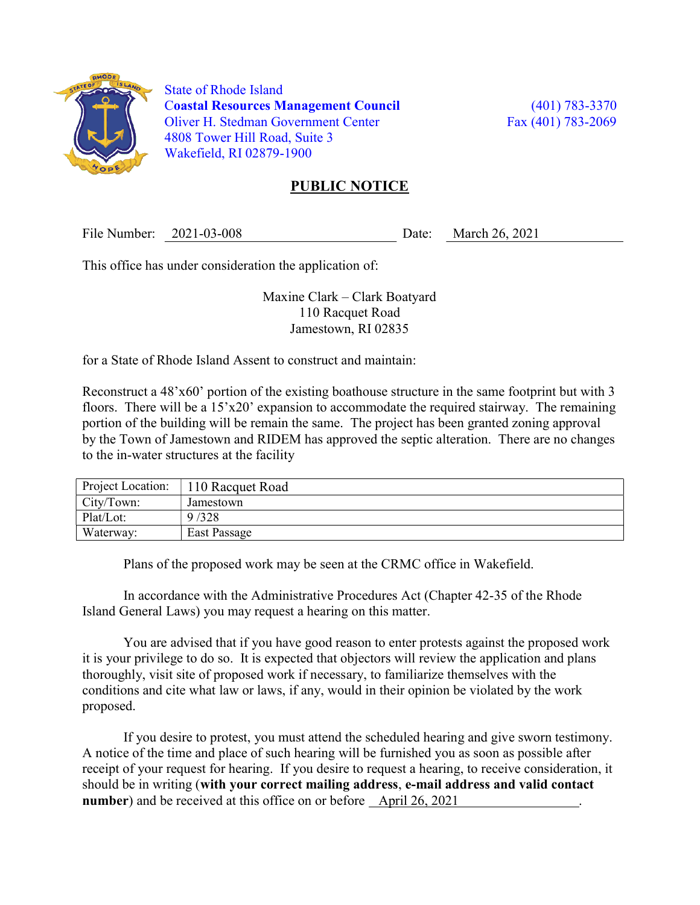State of Rhode Island
**Coastal Resources Management Council**
Oliver H. Stedman Government Center
4808 Tower Hill Road, Suite 3
Wakefield, RI 02879-1900

(401) 783-3370
Fax (401) 783-2069

# PUBLIC NOTICE

File Number: 2021-03-008 Date: March 26, 2021

This office has under consideration the application of:

Maxine Clark – Clark Boatyard
110 Racquet Road
Jamestown, RI 02835

for a State of Rhode Island Assent to construct and maintain:

Reconstruct a 48'x60' portion of the existing boathouse structure in the same footprint but with 3 floors. There will be a 15'x20' expansion to accommodate the required stairway. The remaining portion of the building will be remain the same. The project has been granted zoning approval by the Town of Jamestown and RIDEM has approved the septic alteration. There are no changes to the in-water structures at the facility

| Project Location: | 110 Racquet Road |
|---|---|
| City/Town: | Jamestown |
| Plat/Lot: | 9 /328 |
| Waterway: | East Passage |

Plans of the proposed work may be seen at the CRMC office in Wakefield.

In accordance with the Administrative Procedures Act (Chapter 42-35 of the Rhode Island General Laws) you may request a hearing on this matter.

You are advised that if you have good reason to enter protests against the proposed work it is your privilege to do so. It is expected that objectors will review the application and plans thoroughly, visit site of proposed work if necessary, to familiarize themselves with the conditions and cite what law or laws, if any, would in their opinion be violated by the work proposed.

If you desire to protest, you must attend the scheduled hearing and give sworn testimony. A notice of the time and place of such hearing will be furnished you as soon as possible after receipt of your request for hearing. If you desire to request a hearing, to receive consideration, it should be in writing (**with your correct mailing address**, **e-mail address and valid contact number**) and be received at this office on or before April 26, 2021.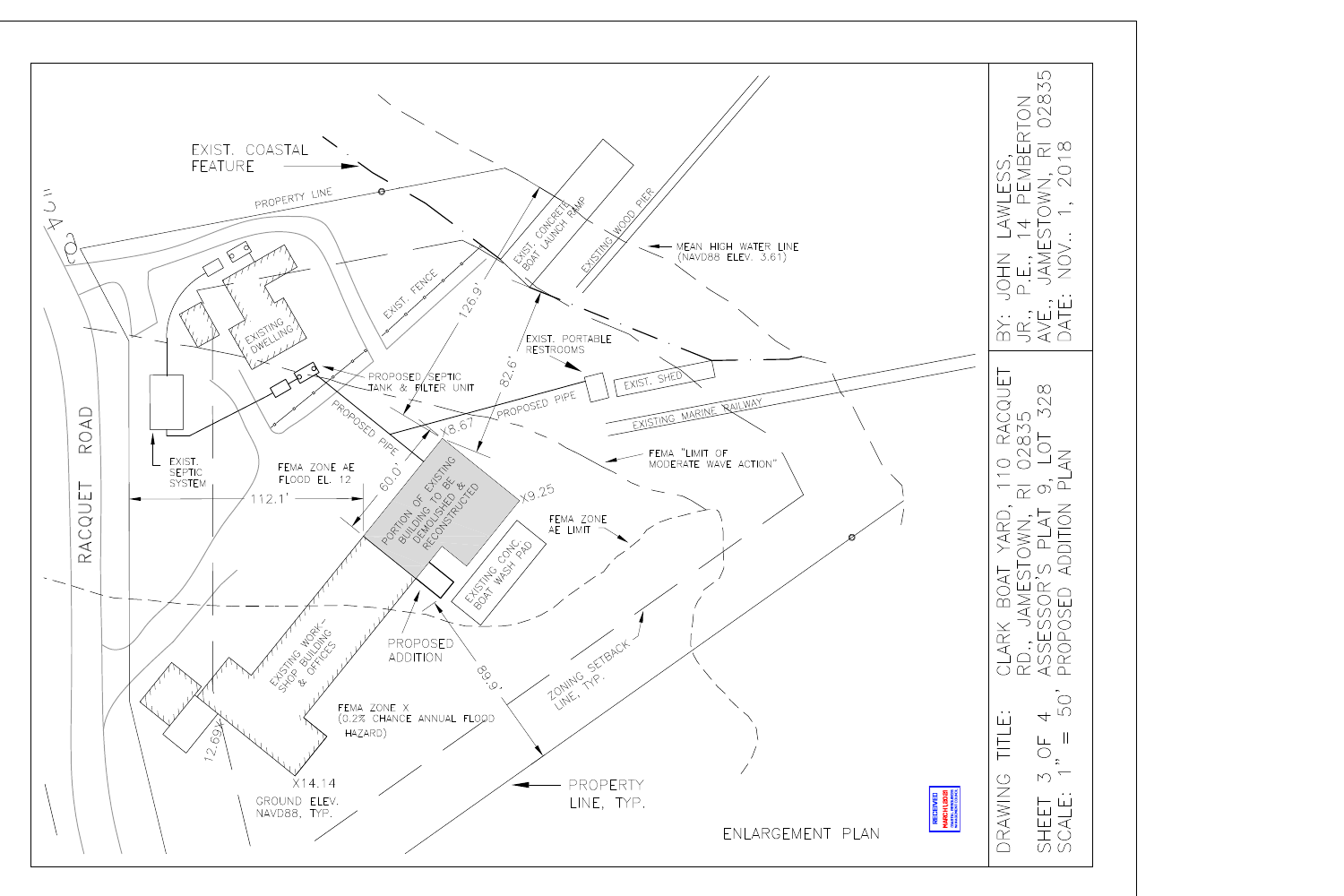EXIST. COASTAL FEATURE

PROPERTY LINE

EXIST. CONCRETE BOAT LAUNCH RAMP

EXISTING WOOD PIER

MEAN HIGH WATER LINE (NAVD88 ELEV. 3.61)

EXIST. FENCE

126.9'

EXISTING DWELLING

EXIST. PORTABLE RESTROOMS

82.6'

PROPOSED SEPTIC TANK & FILTER UNIT

EXIST. SHED

PROPOSED PIPE

PROPOSED PIPE

X8.67

EXISTING MARINE RAILWAY

RACQUET ROAD

EXIST. SEPTIC SYSTEM

FEMA ZONE AE FLOOD EL. 12

FEMA "LIMIT OF MODERATE WAVE ACTION"

60.0'

112.1'

PORTION OF EXISTING BUILDING TO BE DEMOLISHED & RECONSTRUCTED

X9.25

FEMA ZONE AE LIMIT

EXISTING CONC. BOAT WASH PAD

PROPOSED ADDITION

EXISTING WORK-SHOP BUILDING & OFFICES

89.9'

ZONING SETBACK LINE, TYP.

FEMA ZONE X (0.2% CHANCE ANNUAL FLOOD HAZARD)

12.69X

X14.14

GROUND ELEV. NAVD88, TYP.

PROPERTY LINE, TYP.

ENLARGEMENT PLAN

RECEIVED MARCH 1 2018

BY: JOHN LAWLESS, JR., P.E., 14 PEMBERTON AVE., JAMESTOWN, RI 02835
DATE: NOV. 1, 2018

DRAWING TITLE: CLARK BOAT YARD, 110 RACQUET RD., JAMESTOWN, RI 02835
ASSESSOR'S PLAT 9, LOT 328
PROPOSED ADDITION PLAN

SHEET 3 OF 4
SCALE: 1" = 50'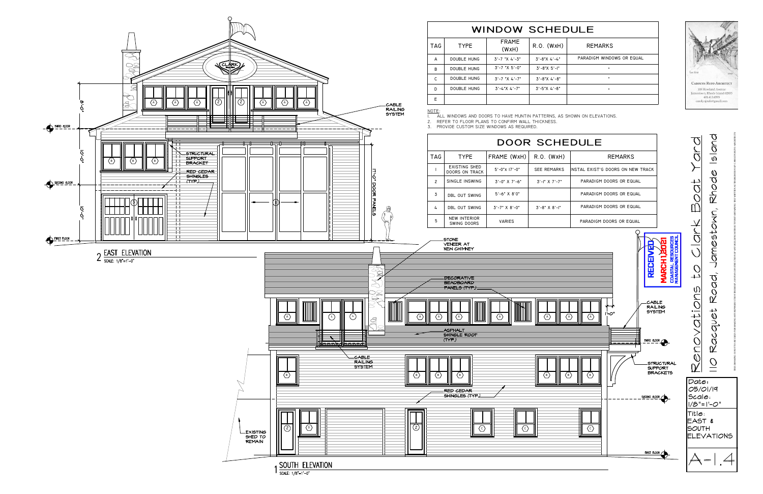## WINDOW SCHEDULE

| TAG | TYPE | FRAME (WxH) | R.O. (WxH) | REMARKS |
|---|---|---|---|---|
| A | DOUBLE HUNG | 3'-7 "X 4'-3" | 3'-8"X 4'-4" | PARADIGM WINDOWS OR EQUAL |
| B | DOUBLE HUNG | 3'-7 "X 5'-0" | 3'-8"X 5'-1" | " |
| C | DOUBLE HUNG | 3'-7 "X 4'-7" | 3'-8"X 4'-8" | " |
| D | DOUBLE HUNG | 3'-4"X 4'-7" | 3'-5"X 4'-8" | " |
| E | | | | |

NOTE:

1. ALL WINDOWS AND DOORS TO HAVE MUNTIN PATTERNS, AS SHOWN ON ELEVATIONS.
2. REFER TO FLOOR PLANS TO CONFIRM WALL THICKNESS.
3. PROVIDE CUSTOM SIZE WINDOWS AS REQUIRED.

## DOOR SCHEDULE

| TAG | TYPE | FRAME (WxH) | R.O. (WxH) | REMARKS |
|---|---|---|---|---|
| 1 | EXISTING SHED DOORS ON TRACK | 5'-0"x 17'-0" | SEE REMARKS | INSTAL EXIST'G DOORS ON NEW TRACK |
| 2 | SINGLE INSWING | 3'-0" X 7'-6" | 3'-1" X 7'-7" | PARADIGM DOORS OR EQUAL |
| 3 | DBL OUT SWING | 5'-6" X 8'0" | | PARADIGM DOORS OR EQUAL |
| 4 | DBL OUT SWING | 3'-7" X 8'-0" | 3'-8" X 8'-1" | PARADIGM DOORS OR EQUAL |
| 5 | NEW INTERIOR SWING DOORS | VARIES | | PARADIGM DOORS OR EQUAL |

2 EAST ELEVATION
SCALE: 1/8"=1'-0"

CABLE RAILING SYSTEM
STRUCTURAL SUPPORT BRACKET
RED CEDAR SHINGLES (TYP.)
17'-0" DOOR PANELS
THIRD FLOOR
SECOND FLOOR
FIRST FLOOR
8'-0"
10'-0"
10'-0"
CLARK

1 SOUTH ELEVATION
SCALE: 1/8"=1'-0"

STONE VENEER AT NEW CHIMNEY
DECORATIVE BEADBOARD PANELS (TYP.)
ASPHALT SHINGLE ROOF (TYP.)
CABLE RAILING SYSTEM
RED CEDAR SHINGLES (TYP.)
EXISTING SHED TO REMAIN
CABLE RAILING SYSTEM
STRUCTURAL SUPPORT BRACKETS
1'-0"
THIRD FLOOR
SECOND FLOOR
FIRST FLOOR

RECEIVED
MARCH 1, 2021
COASTAL RESOURCES MANAGEMENT COUNCIL

CAROLYN RUFO ARCHITECT
308 Howland Avenue
Jamestown, Rhode Island 02835
401.413.6993
carolynjrufo@gmail.com

Renovations to Clark Boat Yard
110 Racquet Road, Jamestown, Rhode Island

Date: 05/01/19
Scale: 1/8"=1'-0"
Title: EAST & SOUTH ELEVATIONS

A-1.4